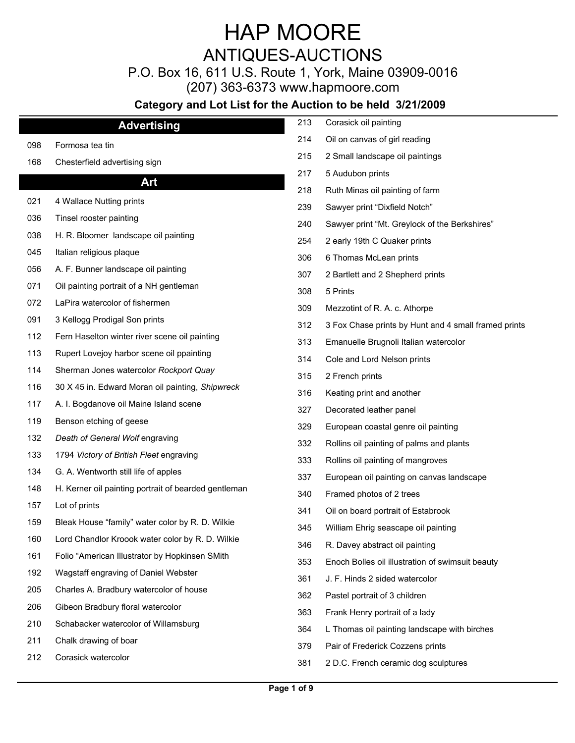# HAP MOORE

## ANTIQUES-AUCTIONS

P.O. Box 16, 611 U.S. Route 1, York, Maine 03909-0016

(207) 363-6373 www.hapmoore.com

**Category and Lot List for the Auction to be held 3/21/2009**

## Advertising

| Lot | Description |
|---|---|
| 098 | Formosa tea tin |
| 168 | Chesterfield advertising sign |

## Art

| Lot | Description |
|---|---|
| 021 | 4 Wallace Nutting prints |
| 036 | Tinsel rooster painting |
| 038 | H. R. Bloomer landscape oil painting |
| 045 | Italian religious plaque |
| 056 | A. F. Bunner landscape oil painting |
| 071 | Oil painting portrait of a NH gentleman |
| 072 | LaPira watercolor of fishermen |
| 091 | 3 Kellogg Prodigal Son prints |
| 112 | Fern Haselton winter river scene oil painting |
| 113 | Rupert Lovejoy harbor scene oil ppainting |
| 114 | Sherman Jones watercolor *Rockport Quay* |
| 116 | 30 X 45 in. Edward Moran oil painting, *Shipwreck* |
| 117 | A. I. Bogdanove oil Maine Island scene |
| 119 | Benson etching of geese |
| 132 | *Death of General Wolf* engraving |
| 133 | 1794 *Victory of British Fleet* engraving |
| 134 | G. A. Wentworth still life of apples |
| 148 | H. Kerner oil painting portrait of bearded gentleman |
| 157 | Lot of prints |
| 159 | Bleak House “family” water color by R. D. Wilkie |
| 160 | Lord Chandlor Kroook water color by R. D. Wilkie |
| 161 | Folio “American Illustrator by Hopkinsen SMith |
| 192 | Wagstaff engraving of Daniel Webster |
| 205 | Charles A. Bradbury watercolor of house |
| 206 | Gibeon Bradbury floral watercolor |
| 210 | Schabacker watercolor of Willamsburg |
| 211 | Chalk drawing of boar |
| 212 | Corasick watercolor |
| 213 | Corasick oil painting |
| 214 | Oil on canvas of girl reading |
| 215 | 2 Small landscape oil paintings |
| 217 | 5 Audubon prints |
| 218 | Ruth Minas oil painting of farm |
| 239 | Sawyer print “Dixfield Notch” |
| 240 | Sawyer print “Mt. Greylock of the Berkshires” |
| 254 | 2 early 19th C Quaker prints |
| 306 | 6 Thomas McLean prints |
| 307 | 2 Bartlett and 2 Shepherd prints |
| 308 | 5 Prints |
| 309 | Mezzotint of R. A. c. Athorpe |
| 312 | 3 Fox Chase prints by Hunt and 4 small framed prints |
| 313 | Emanuelle Brugnoli Italian watercolor |
| 314 | Cole and Lord Nelson prints |
| 315 | 2 French prints |
| 316 | Keating print and another |
| 327 | Decorated leather panel |
| 329 | European coastal genre oil painting |
| 332 | Rollins oil painting of palms and plants |
| 333 | Rollins oil painting of mangroves |
| 337 | European oil painting on canvas landscape |
| 340 | Framed photos of 2 trees |
| 341 | Oil on board portrait of Estabrook |
| 345 | William Ehrig seascape oil painting |
| 346 | R. Davey abstract oil painting |
| 353 | Enoch Bolles oil illustration of swimsuit beauty |
| 361 | J. F. Hinds 2 sided watercolor |
| 362 | Pastel portrait of 3 children |
| 363 | Frank Henry portrait of a lady |
| 364 | L Thomas oil painting landscape with birches |
| 379 | Pair of Frederick Cozzens prints |
| 381 | 2 D.C. French ceramic dog sculptures |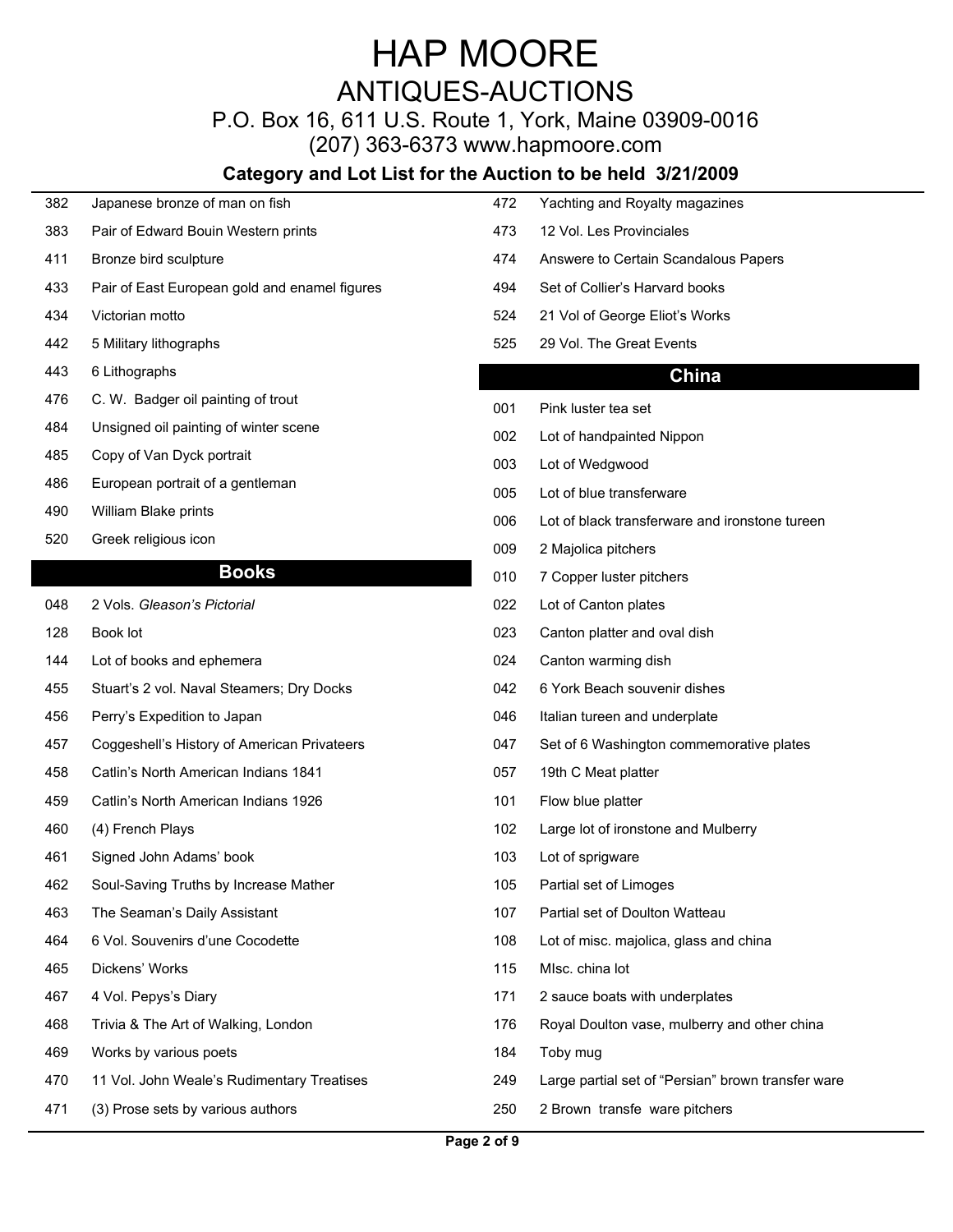# HAP MOORE

## ANTIQUES-AUCTIONS

P.O. Box 16, 611 U.S. Route 1, York, Maine 03909-0016

(207) 363-6373 www.hapmoore.com

### Category and Lot List for the Auction to be held 3/21/2009

| | |
|---|---|
| 382 | Japanese bronze of man on fish |
| 383 | Pair of Edward Bouin Western prints |
| 411 | Bronze bird sculpture |
| 433 | Pair of East European gold and enamel figures |
| 434 | Victorian motto |
| 442 | 5 Military lithographs |
| 443 | 6 Lithographs |
| 476 | C. W. Badger oil painting of trout |
| 484 | Unsigned oil painting of winter scene |
| 485 | Copy of Van Dyck portrait |
| 486 | European portrait of a gentleman |
| 490 | William Blake prints |
| 520 | Greek religious icon |

## Books

| | |
|---|---|
| 048 | 2 Vols. *Gleason's Pictorial* |
| 128 | Book lot |
| 144 | Lot of books and ephemera |
| 455 | Stuart's 2 vol. Naval Steamers; Dry Docks |
| 456 | Perry's Expedition to Japan |
| 457 | Coggeshell's History of American Privateers |
| 458 | Catlin's North American Indians 1841 |
| 459 | Catlin's North American Indians 1926 |
| 460 | (4) French Plays |
| 461 | Signed John Adams' book |
| 462 | Soul-Saving Truths by Increase Mather |
| 463 | The Seaman's Daily Assistant |
| 464 | 6 Vol. Souvenirs d'une Cocodette |
| 465 | Dickens' Works |
| 467 | 4 Vol. Pepys's Diary |
| 468 | Trivia & The Art of Walking, London |
| 469 | Works by various poets |
| 470 | 11 Vol. John Weale's Rudimentary Treatises |
| 471 | (3) Prose sets by various authors |
| 472 | Yachting and Royalty magazines |
| 473 | 12 Vol. Les Provinciales |
| 474 | Answere to Certain Scandalous Papers |
| 494 | Set of Collier's Harvard books |
| 524 | 21 Vol of George Eliot's Works |
| 525 | 29 Vol. The Great Events |

## China

| | |
|---|---|
| 001 | Pink luster tea set |
| 002 | Lot of handpainted Nippon |
| 003 | Lot of Wedgwood |
| 005 | Lot of blue transferware |
| 006 | Lot of black transferware and ironstone tureen |
| 009 | 2 Majolica pitchers |
| 010 | 7 Copper luster pitchers |
| 022 | Lot of Canton plates |
| 023 | Canton platter and oval dish |
| 024 | Canton warming dish |
| 042 | 6 York Beach souvenir dishes |
| 046 | Italian tureen and underplate |
| 047 | Set of 6 Washington commemorative plates |
| 057 | 19th C Meat platter |
| 101 | Flow blue platter |
| 102 | Large lot of ironstone and Mulberry |
| 103 | Lot of sprigware |
| 105 | Partial set of Limoges |
| 107 | Partial set of Doulton Watteau |
| 108 | Lot of misc. majolica, glass and china |
| 115 | MIsc. china lot |
| 171 | 2 sauce boats with underplates |
| 176 | Royal Doulton vase, mulberry and other china |
| 184 | Toby mug |
| 249 | Large partial set of "Persian" brown transfer ware |
| 250 | 2 Brown transfe ware pitchers |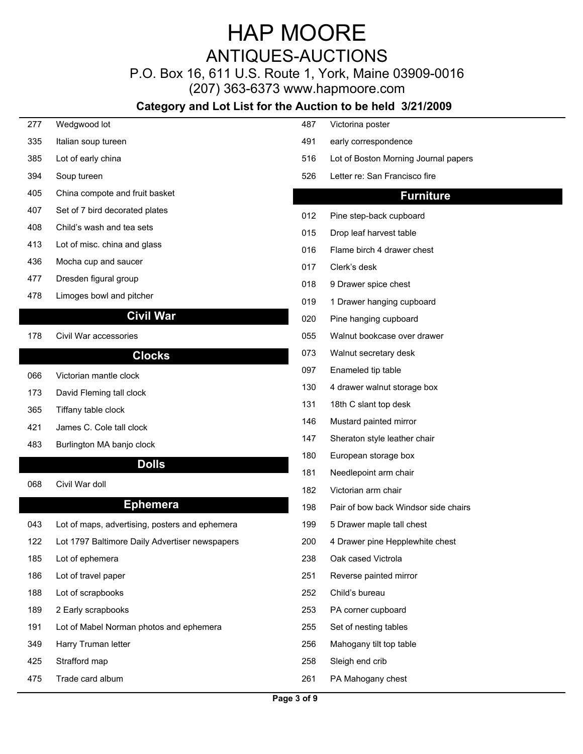# HAP MOORE

## ANTIQUES-AUCTIONS

P.O. Box 16, 611 U.S. Route 1, York, Maine 03909-0016

(207) 363-6373 www.hapmoore.com

### Category and Lot List for the Auction to be held 3/21/2009

277 Wedgwood lot

335 Italian soup tureen

385 Lot of early china

394 Soup tureen

405 China compote and fruit basket

407 Set of 7 bird decorated plates

408 Child's wash and tea sets

413 Lot of misc. china and glass

436 Mocha cup and saucer

477 Dresden figural group

478 Limoges bowl and pitcher

## Civil War

178 Civil War accessories

## Clocks

066 Victorian mantle clock

173 David Fleming tall clock

365 Tiffany table clock

421 James C. Cole tall clock

483 Burlington MA banjo clock

## Dolls

068 Civil War doll

## Ephemera

043 Lot of maps, advertising, posters and ephemera

122 Lot 1797 Baltimore Daily Advertiser newspapers

185 Lot of ephemera

186 Lot of travel paper

188 Lot of scrapbooks

189 2 Early scrapbooks

191 Lot of Mabel Norman photos and ephemera

349 Harry Truman letter

425 Strafford map

475 Trade card album

487 Victorina poster

491 early correspondence

516 Lot of Boston Morning Journal papers

526 Letter re: San Francisco fire

## Furniture

012 Pine step-back cupboard

015 Drop leaf harvest table

016 Flame birch 4 drawer chest

017 Clerk's desk

018 9 Drawer spice chest

019 1 Drawer hanging cupboard

020 Pine hanging cupboard

055 Walnut bookcase over drawer

073 Walnut secretary desk

097 Enameled tip table

130 4 drawer walnut storage box

131 18th C slant top desk

146 Mustard painted mirror

147 Sheraton style leather chair

180 European storage box

181 Needlepoint arm chair

182 Victorian arm chair

198 Pair of bow back Windsor side chairs

199 5 Drawer maple tall chest

200 4 Drawer pine Hepplewhite chest

238 Oak cased Victrola

251 Reverse painted mirror

252 Child's bureau

253 PA corner cupboard

255 Set of nesting tables

256 Mahogany tilt top table

258 Sleigh end crib

261 PA Mahogany chest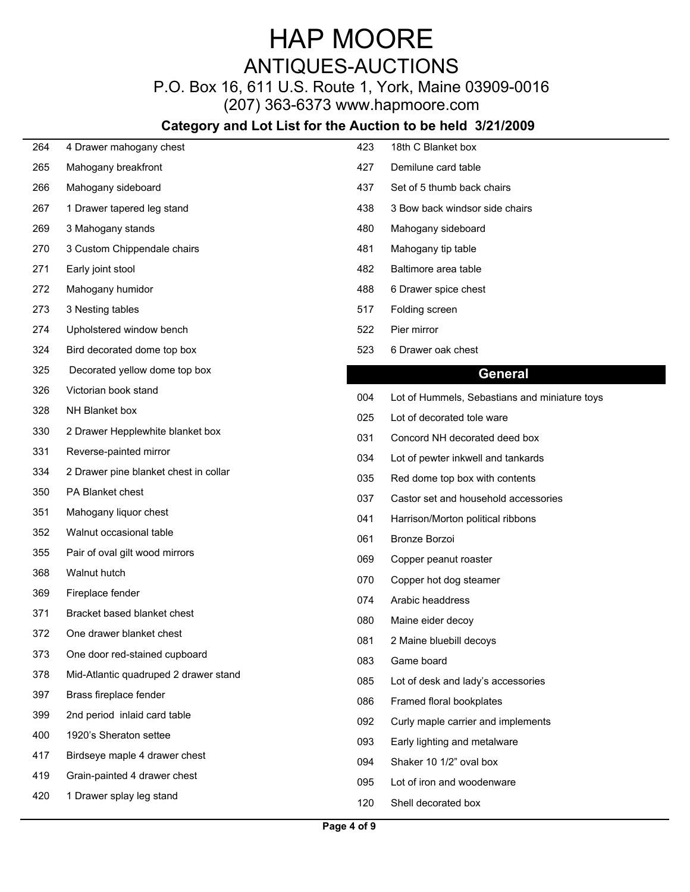# HAP MOORE

## ANTIQUES-AUCTIONS

P.O. Box 16, 611 U.S. Route 1, York, Maine 03909-0016

(207) 363-6373 www.hapmoore.com

**Category and Lot List for the Auction to be held 3/21/2009**

| Lot | Description |
|---|---|
| 264 | 4 Drawer mahogany chest |
| 265 | Mahogany breakfront |
| 266 | Mahogany sideboard |
| 267 | 1 Drawer tapered leg stand |
| 269 | 3 Mahogany stands |
| 270 | 3 Custom Chippendale chairs |
| 271 | Early joint stool |
| 272 | Mahogany humidor |
| 273 | 3 Nesting tables |
| 274 | Upholstered window bench |
| 324 | Bird decorated dome top box |
| 325 | Decorated yellow dome top box |
| 326 | Victorian book stand |
| 328 | NH Blanket box |
| 330 | 2 Drawer Hepplewhite blanket box |
| 331 | Reverse-painted mirror |
| 334 | 2 Drawer pine blanket chest in collar |
| 350 | PA Blanket chest |
| 351 | Mahogany liquor chest |
| 352 | Walnut occasional table |
| 355 | Pair of oval gilt wood mirrors |
| 368 | Walnut hutch |
| 369 | Fireplace fender |
| 371 | Bracket based blanket chest |
| 372 | One drawer blanket chest |
| 373 | One door red-stained cupboard |
| 378 | Mid-Atlantic quadruped 2 drawer stand |
| 397 | Brass fireplace fender |
| 399 | 2nd period inlaid card table |
| 400 | 1920's Sheraton settee |
| 417 | Birdseye maple 4 drawer chest |
| 419 | Grain-painted 4 drawer chest |
| 420 | 1 Drawer splay leg stand |
| 423 | 18th C Blanket box |
| 427 | Demilune card table |
| 437 | Set of 5 thumb back chairs |
| 438 | 3 Bow back windsor side chairs |
| 480 | Mahogany sideboard |
| 481 | Mahogany tip table |
| 482 | Baltimore area table |
| 488 | 6 Drawer spice chest |
| 517 | Folding screen |
| 522 | Pier mirror |
| 523 | 6 Drawer oak chest |

## General

| Lot | Description |
|---|---|
| 004 | Lot of Hummels, Sebastians and miniature toys |
| 025 | Lot of decorated tole ware |
| 031 | Concord NH decorated deed box |
| 034 | Lot of pewter inkwell and tankards |
| 035 | Red dome top box with contents |
| 037 | Castor set and household accessories |
| 041 | Harrison/Morton political ribbons |
| 061 | Bronze Borzoi |
| 069 | Copper peanut roaster |
| 070 | Copper hot dog steamer |
| 074 | Arabic headdress |
| 080 | Maine eider decoy |
| 081 | 2 Maine bluebill decoys |
| 083 | Game board |
| 085 | Lot of desk and lady's accessories |
| 086 | Framed floral bookplates |
| 092 | Curly maple carrier and implements |
| 093 | Early lighting and metalware |
| 094 | Shaker 10 1/2" oval box |
| 095 | Lot of iron and woodenware |
| 120 | Shell decorated box |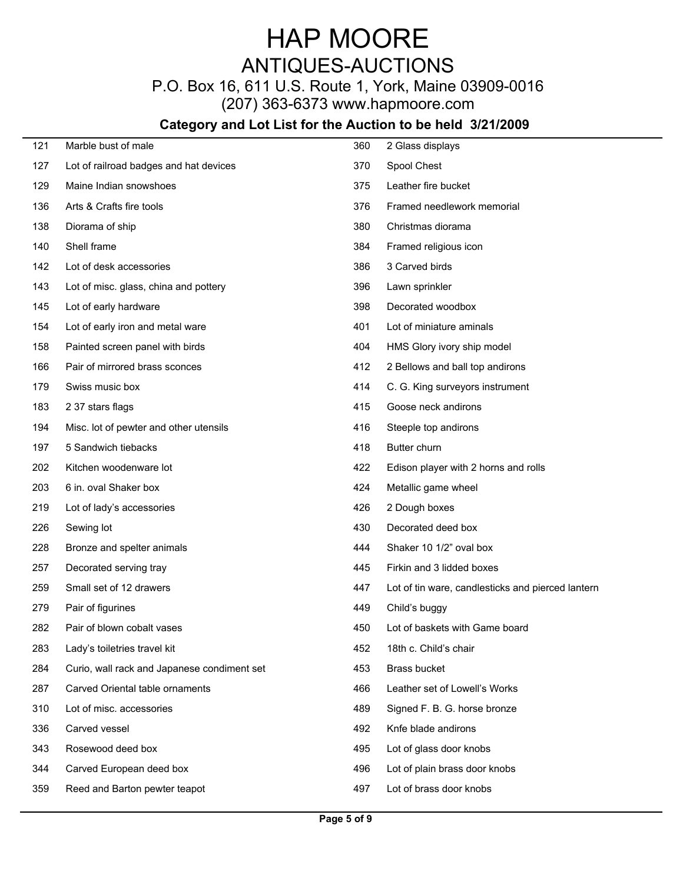# HAP MOORE

## ANTIQUES-AUCTIONS

P.O. Box 16, 611 U.S. Route 1, York, Maine 03909-0016

(207) 363-6373 www.hapmoore.com

### Category and Lot List for the Auction to be held 3/21/2009

| Lot | Description |
|---|---|
| 121 | Marble bust of male |
| 127 | Lot of railroad badges and hat devices |
| 129 | Maine Indian snowshoes |
| 136 | Arts & Crafts fire tools |
| 138 | Diorama of ship |
| 140 | Shell frame |
| 142 | Lot of desk accessories |
| 143 | Lot of misc. glass, china and pottery |
| 145 | Lot of early hardware |
| 154 | Lot of early iron and metal ware |
| 158 | Painted screen panel with birds |
| 166 | Pair of mirrored brass sconces |
| 179 | Swiss music box |
| 183 | 2 37 stars flags |
| 194 | Misc. lot of pewter and other utensils |
| 197 | 5 Sandwich tiebacks |
| 202 | Kitchen woodenware lot |
| 203 | 6 in. oval Shaker box |
| 219 | Lot of lady's accessories |
| 226 | Sewing lot |
| 228 | Bronze and spelter animals |
| 257 | Decorated serving tray |
| 259 | Small set of 12 drawers |
| 279 | Pair of figurines |
| 282 | Pair of blown cobalt vases |
| 283 | Lady's toiletries travel kit |
| 284 | Curio, wall rack and Japanese condiment set |
| 287 | Carved Oriental table ornaments |
| 310 | Lot of misc. accessories |
| 336 | Carved vessel |
| 343 | Rosewood deed box |
| 344 | Carved European deed box |
| 359 | Reed and Barton pewter teapot |
| 360 | 2 Glass displays |
| 370 | Spool Chest |
| 375 | Leather fire bucket |
| 376 | Framed needlework memorial |
| 380 | Christmas diorama |
| 384 | Framed religious icon |
| 386 | 3 Carved birds |
| 396 | Lawn sprinkler |
| 398 | Decorated woodbox |
| 401 | Lot of miniature aminals |
| 404 | HMS Glory ivory ship model |
| 412 | 2 Bellows and ball top andirons |
| 414 | C. G. King surveyors instrument |
| 415 | Goose neck andirons |
| 416 | Steeple top andirons |
| 418 | Butter churn |
| 422 | Edison player with 2 horns and rolls |
| 424 | Metallic game wheel |
| 426 | 2 Dough boxes |
| 430 | Decorated deed box |
| 444 | Shaker 10 1/2" oval box |
| 445 | Firkin and 3 lidded boxes |
| 447 | Lot of tin ware, candlesticks and pierced lantern |
| 449 | Child's buggy |
| 450 | Lot of baskets with Game board |
| 452 | 18th c. Child's chair |
| 453 | Brass bucket |
| 466 | Leather set of Lowell's Works |
| 489 | Signed F. B. G. horse bronze |
| 492 | Knfe blade andirons |
| 495 | Lot of glass door knobs |
| 496 | Lot of plain brass door knobs |
| 497 | Lot of brass door knobs |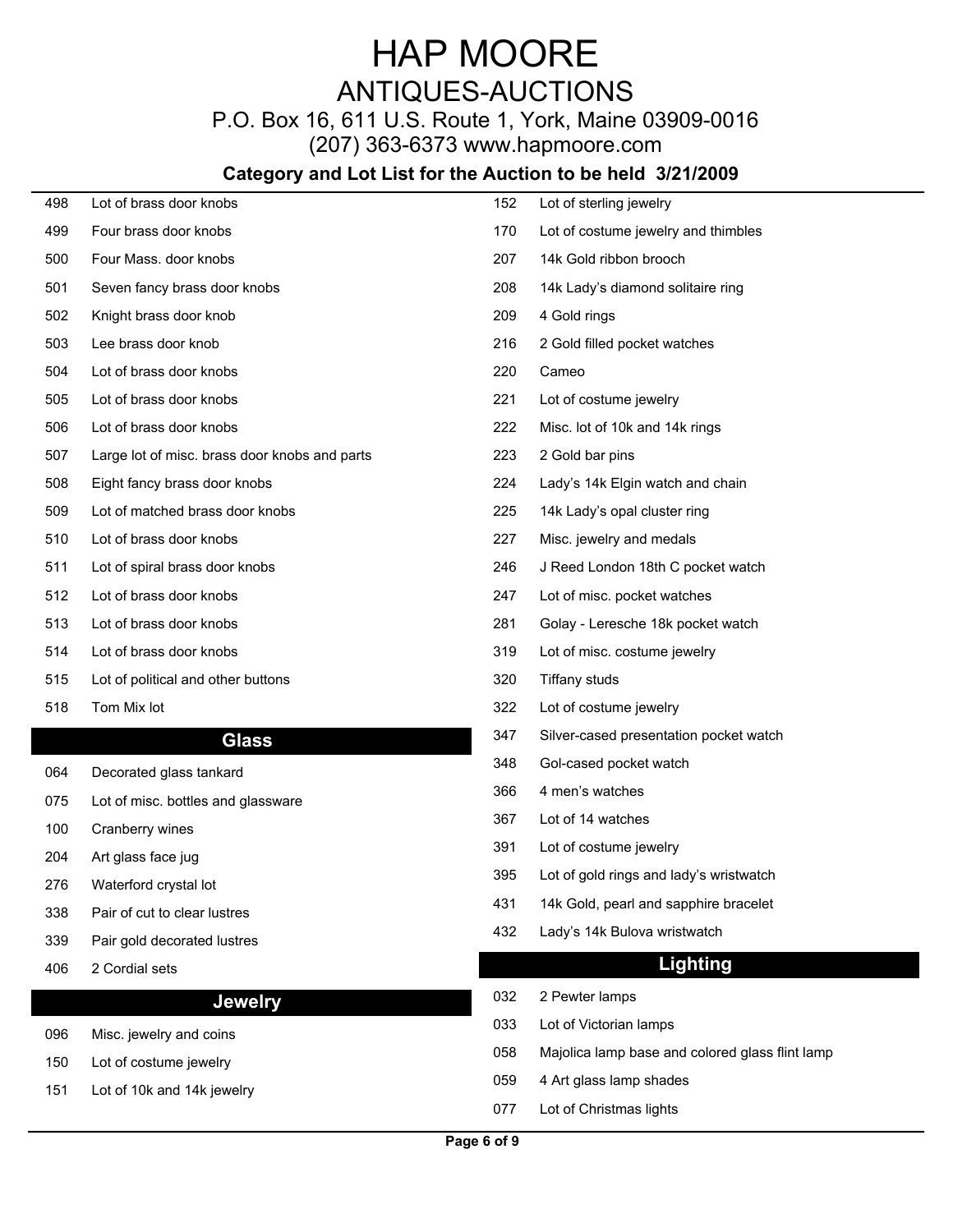# HAP MOORE

## ANTIQUES-AUCTIONS

P.O. Box 16, 611 U.S. Route 1, York, Maine 03909-0016

(207) 363-6373 www.hapmoore.com

### Category and Lot List for the Auction to be held 3/21/2009

| Lot | Description |
|---|---|
| 498 | Lot of brass door knobs |
| 499 | Four brass door knobs |
| 500 | Four Mass. door knobs |
| 501 | Seven fancy brass door knobs |
| 502 | Knight brass door knob |
| 503 | Lee brass door knob |
| 504 | Lot of brass door knobs |
| 505 | Lot of brass door knobs |
| 506 | Lot of brass door knobs |
| 507 | Large lot of misc. brass door knobs and parts |
| 508 | Eight fancy brass door knobs |
| 509 | Lot of matched brass door knobs |
| 510 | Lot of brass door knobs |
| 511 | Lot of spiral brass door knobs |
| 512 | Lot of brass door knobs |
| 513 | Lot of brass door knobs |
| 514 | Lot of brass door knobs |
| 515 | Lot of political and other buttons |
| 518 | Tom Mix lot |

## Glass

| Lot | Description |
|---|---|
| 064 | Decorated glass tankard |
| 075 | Lot of misc. bottles and glassware |
| 100 | Cranberry wines |
| 204 | Art glass face jug |
| 276 | Waterford crystal lot |
| 338 | Pair of cut to clear lustres |
| 339 | Pair gold decorated lustres |
| 406 | 2 Cordial sets |

## Jewelry

| Lot | Description |
|---|---|
| 096 | Misc. jewelry and coins |
| 150 | Lot of costume jewelry |
| 151 | Lot of 10k and 14k jewelry |
| 152 | Lot of sterling jewelry |
| 170 | Lot of costume jewelry and thimbles |
| 207 | 14k Gold ribbon brooch |
| 208 | 14k Lady's diamond solitaire ring |
| 209 | 4 Gold rings |
| 216 | 2 Gold filled pocket watches |
| 220 | Cameo |
| 221 | Lot of costume jewelry |
| 222 | Misc. lot of 10k and 14k rings |
| 223 | 2 Gold bar pins |
| 224 | Lady's 14k Elgin watch and chain |
| 225 | 14k Lady's opal cluster ring |
| 227 | Misc. jewelry and medals |
| 246 | J Reed London 18th C pocket watch |
| 247 | Lot of misc. pocket watches |
| 281 | Golay - Leresche 18k pocket watch |
| 319 | Lot of misc. costume jewelry |
| 320 | Tiffany studs |
| 322 | Lot of costume jewelry |
| 347 | Silver-cased presentation pocket watch |
| 348 | Gol-cased pocket watch |
| 366 | 4 men's watches |
| 367 | Lot of 14 watches |
| 391 | Lot of costume jewelry |
| 395 | Lot of gold rings and lady's wristwatch |
| 431 | 14k Gold, pearl and sapphire bracelet |
| 432 | Lady's 14k Bulova wristwatch |

## Lighting

| Lot | Description |
|---|---|
| 032 | 2 Pewter lamps |
| 033 | Lot of Victorian lamps |
| 058 | Majolica lamp base and colored glass flint lamp |
| 059 | 4 Art glass lamp shades |
| 077 | Lot of Christmas lights |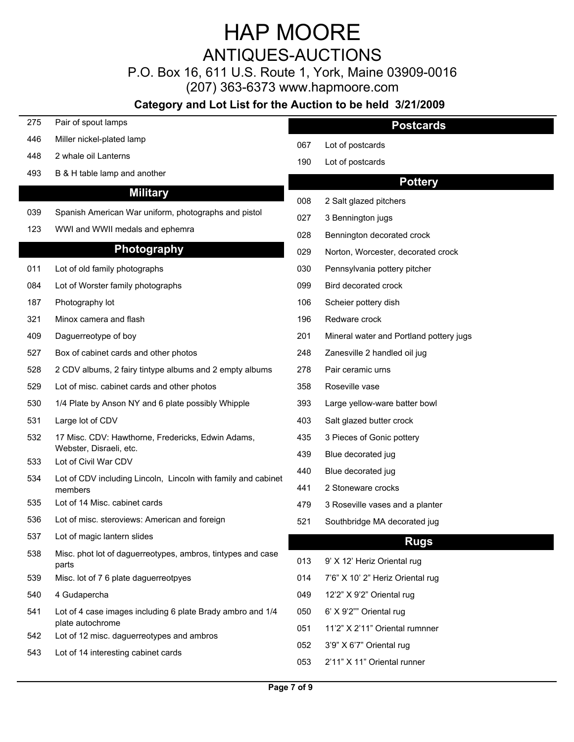# HAP MOORE

## ANTIQUES-AUCTIONS

P.O. Box 16, 611 U.S. Route 1, York, Maine 03909-0016

(207) 363-6373 www.hapmoore.com

### Category and Lot List for the Auction to be held 3/21/2009

| | |
|---|---|
| 275 | Pair of spout lamps |
| 446 | Miller nickel-plated lamp |
| 448 | 2 whale oil Lanterns |
| 493 | B & H table lamp and another |

## Military

| | |
|---|---|
| 039 | Spanish American War uniform, photographs and pistol |
| 123 | WWI and WWII medals and ephemra |

## Photography

| | |
|---|---|
| 011 | Lot of old family photographs |
| 084 | Lot of Worster family photographs |
| 187 | Photography lot |
| 321 | Minox camera and flash |
| 409 | Daguerreotype of boy |
| 527 | Box of cabinet cards and other photos |
| 528 | 2 CDV albums, 2 fairy tintype albums and 2 empty albums |
| 529 | Lot of misc. cabinet cards and other photos |
| 530 | 1/4 Plate by Anson NY and 6 plate possibly Whipple |
| 531 | Large lot of CDV |
| 532 | 17 Misc. CDV: Hawthorne, Fredericks, Edwin Adams, Webster, Disraeli, etc. |
| 533 | Lot of Civil War CDV |
| 534 | Lot of CDV including Lincoln, Lincoln with family and cabinet members |
| 535 | Lot of 14 Misc. cabinet cards |
| 536 | Lot of misc. steroviews: American and foreign |
| 537 | Lot of magic lantern slides |
| 538 | Misc. phot lot of daguerreotypes, ambros, tintypes and case parts |
| 539 | Misc. lot of 7 6 plate daguerreotpyes |
| 540 | 4 Gudapercha |
| 541 | Lot of 4 case images including 6 plate Brady ambro and 1/4 plate autochrome |
| 542 | Lot of 12 misc. daguerreotypes and ambros |
| 543 | Lot of 14 interesting cabinet cards |

## Postcards

| | |
|---|---|
| 067 | Lot of postcards |
| 190 | Lot of postcards |

## Pottery

| | |
|---|---|
| 008 | 2 Salt glazed pitchers |
| 027 | 3 Bennington jugs |
| 028 | Bennington decorated crock |
| 029 | Norton, Worcester, decorated crock |
| 030 | Pennsylvania pottery pitcher |
| 099 | Bird decorated crock |
| 106 | Scheier pottery dish |
| 196 | Redware crock |
| 201 | Mineral water and Portland pottery jugs |
| 248 | Zanesville 2 handled oil jug |
| 278 | Pair ceramic urns |
| 358 | Roseville vase |
| 393 | Large yellow-ware batter bowl |
| 403 | Salt glazed butter crock |
| 435 | 3 Pieces of Gonic pottery |
| 439 | Blue decorated jug |
| 440 | Blue decorated jug |
| 441 | 2 Stoneware crocks |
| 479 | 3 Roseville vases and a planter |
| 521 | Southbridge MA decorated jug |

## Rugs

| | |
|---|---|
| 013 | 9' X 12' Heriz Oriental rug |
| 014 | 7'6" X 10' 2" Heriz Oriental rug |
| 049 | 12'2" X 9'2" Oriental rug |
| 050 | 6' X 9'2"" Oriental rug |
| 051 | 11'2" X 2'11" Oriental rumnner |
| 052 | 3'9" X 6'7" Oriental rug |
| 053 | 2'11" X 11" Oriental runner |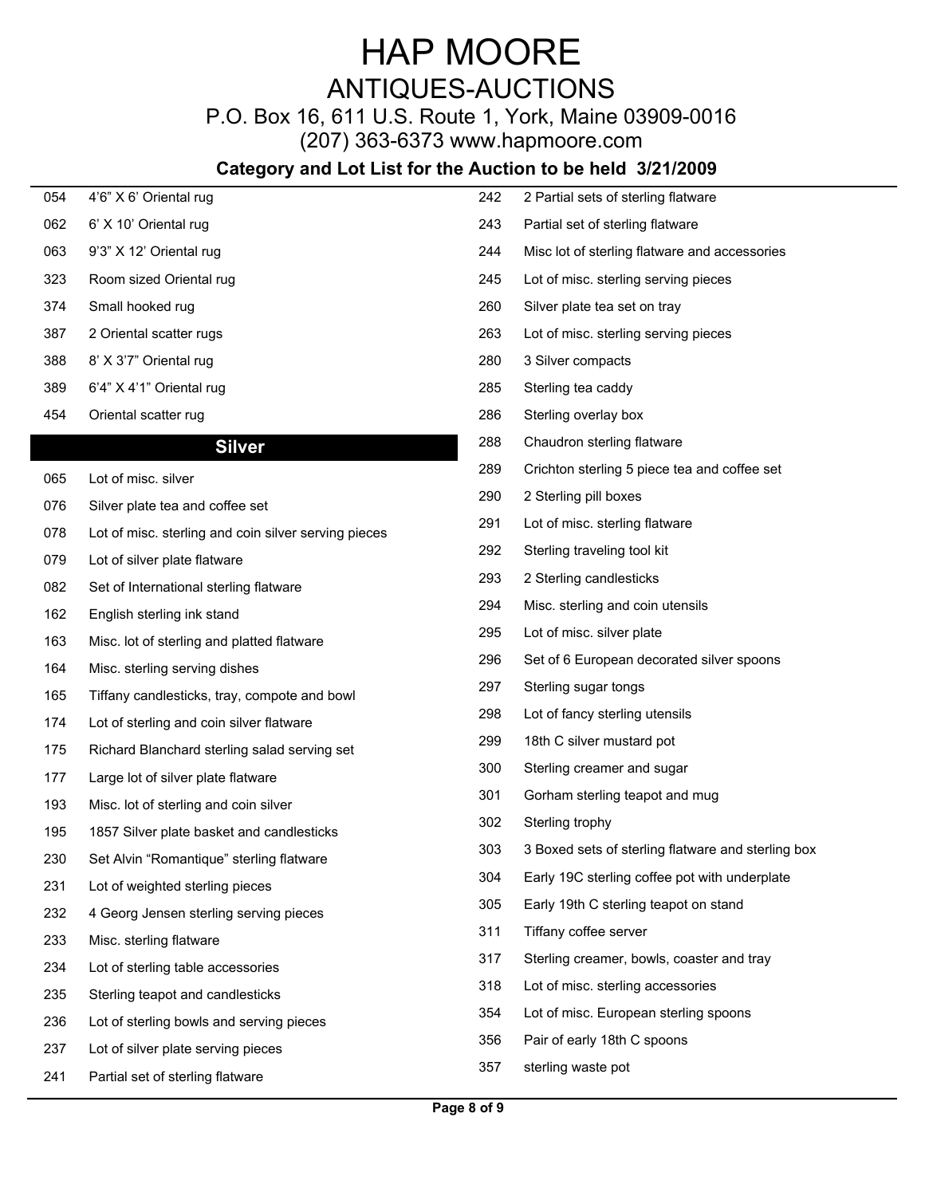# HAP MOORE

## ANTIQUES-AUCTIONS

P.O. Box 16, 611 U.S. Route 1, York, Maine 03909-0016

(207) 363-6373 www.hapmoore.com

**Category and Lot List for the Auction to be held 3/21/2009**

| Lot | Description |
|---|---|
| 054 | 4'6" X 6' Oriental rug |
| 062 | 6' X 10' Oriental rug |
| 063 | 9'3" X 12' Oriental rug |
| 323 | Room sized Oriental rug |
| 374 | Small hooked rug |
| 387 | 2 Oriental scatter rugs |
| 388 | 8' X 3'7" Oriental rug |
| 389 | 6'4" X 4'1" Oriental rug |
| 454 | Oriental scatter rug |

## Silver

| Lot | Description |
|---|---|
| 065 | Lot of misc. silver |
| 076 | Silver plate tea and coffee set |
| 078 | Lot of misc. sterling and coin silver serving pieces |
| 079 | Lot of silver plate flatware |
| 082 | Set of International sterling flatware |
| 162 | English sterling ink stand |
| 163 | Misc. lot of sterling and platted flatware |
| 164 | Misc. sterling serving dishes |
| 165 | Tiffany candlesticks, tray, compote and bowl |
| 174 | Lot of sterling and coin silver flatware |
| 175 | Richard Blanchard sterling salad serving set |
| 177 | Large lot of silver plate flatware |
| 193 | Misc. lot of sterling and coin silver |
| 195 | 1857 Silver plate basket and candlesticks |
| 230 | Set Alvin "Romantique" sterling flatware |
| 231 | Lot of weighted sterling pieces |
| 232 | 4 Georg Jensen sterling serving pieces |
| 233 | Misc. sterling flatware |
| 234 | Lot of sterling table accessories |
| 235 | Sterling teapot and candlesticks |
| 236 | Lot of sterling bowls and serving pieces |
| 237 | Lot of silver plate serving pieces |
| 241 | Partial set of sterling flatware |
| 242 | 2 Partial sets of sterling flatware |
| 243 | Partial set of sterling flatware |
| 244 | Misc lot of sterling flatware and accessories |
| 245 | Lot of misc. sterling serving pieces |
| 260 | Silver plate tea set on tray |
| 263 | Lot of misc. sterling serving pieces |
| 280 | 3 Silver compacts |
| 285 | Sterling tea caddy |
| 286 | Sterling overlay box |
| 288 | Chaudron sterling flatware |
| 289 | Crichton sterling 5 piece tea and coffee set |
| 290 | 2 Sterling pill boxes |
| 291 | Lot of misc. sterling flatware |
| 292 | Sterling traveling tool kit |
| 293 | 2 Sterling candlesticks |
| 294 | Misc. sterling and coin utensils |
| 295 | Lot of misc. silver plate |
| 296 | Set of 6 European decorated silver spoons |
| 297 | Sterling sugar tongs |
| 298 | Lot of fancy sterling utensils |
| 299 | 18th C silver mustard pot |
| 300 | Sterling creamer and sugar |
| 301 | Gorham sterling teapot and mug |
| 302 | Sterling trophy |
| 303 | 3 Boxed sets of sterling flatware and sterling box |
| 304 | Early 19C sterling coffee pot with underplate |
| 305 | Early 19th C sterling teapot on stand |
| 311 | Tiffany coffee server |
| 317 | Sterling creamer, bowls, coaster and tray |
| 318 | Lot of misc. sterling accessories |
| 354 | Lot of misc. European sterling spoons |
| 356 | Pair of early 18th C spoons |
| 357 | sterling waste pot |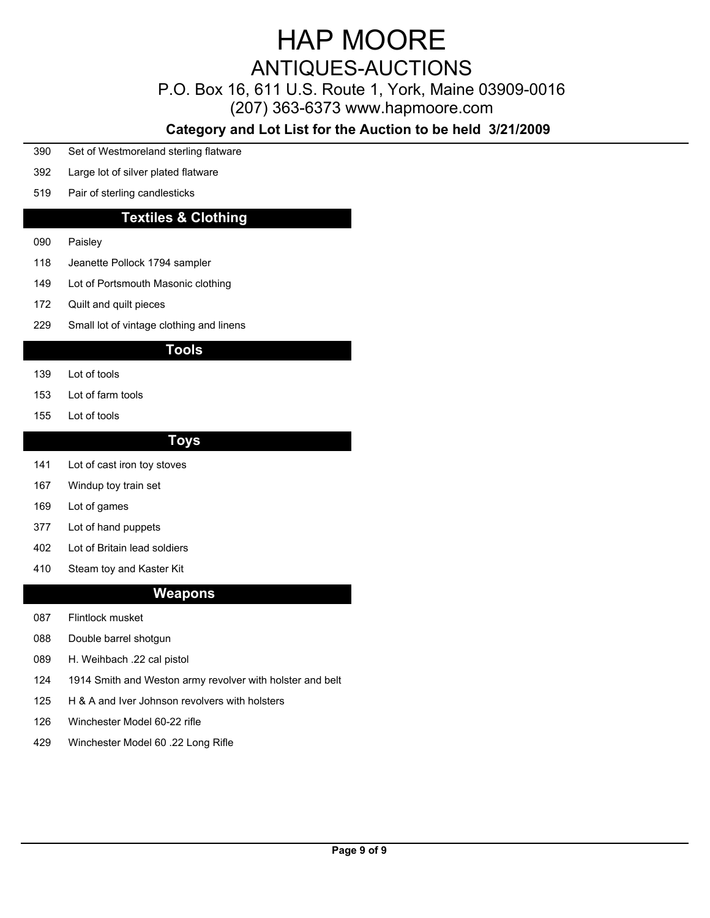# HAP MOORE

## ANTIQUES-AUCTIONS

P.O. Box 16, 611 U.S. Route 1, York, Maine 03909-0016

(207) 363-6373 www.hapmoore.com

**Category and Lot List for the Auction to be held 3/21/2009**

| | |
|---|---|
| 390 | Set of Westmoreland sterling flatware |
| 392 | Large lot of silver plated flatware |
| 519 | Pair of sterling candlesticks |

## Textiles & Clothing

| | |
|---|---|
| 090 | Paisley |
| 118 | Jeanette Pollock 1794 sampler |
| 149 | Lot of Portsmouth Masonic clothing |
| 172 | Quilt and quilt pieces |
| 229 | Small lot of vintage clothing and linens |

## Tools

| | |
|---|---|
| 139 | Lot of tools |
| 153 | Lot of farm tools |
| 155 | Lot of tools |

## Toys

| | |
|---|---|
| 141 | Lot of cast iron toy stoves |
| 167 | Windup toy train set |
| 169 | Lot of games |
| 377 | Lot of hand puppets |
| 402 | Lot of Britain lead soldiers |
| 410 | Steam toy and Kaster Kit |

## Weapons

| | |
|---|---|
| 087 | Flintlock musket |
| 088 | Double barrel shotgun |
| 089 | H. Weihbach .22 cal pistol |
| 124 | 1914 Smith and Weston army revolver with holster and belt |
| 125 | H & A and Iver Johnson revolvers with holsters |
| 126 | Winchester Model 60-22 rifle |
| 429 | Winchester Model 60 .22 Long Rifle |